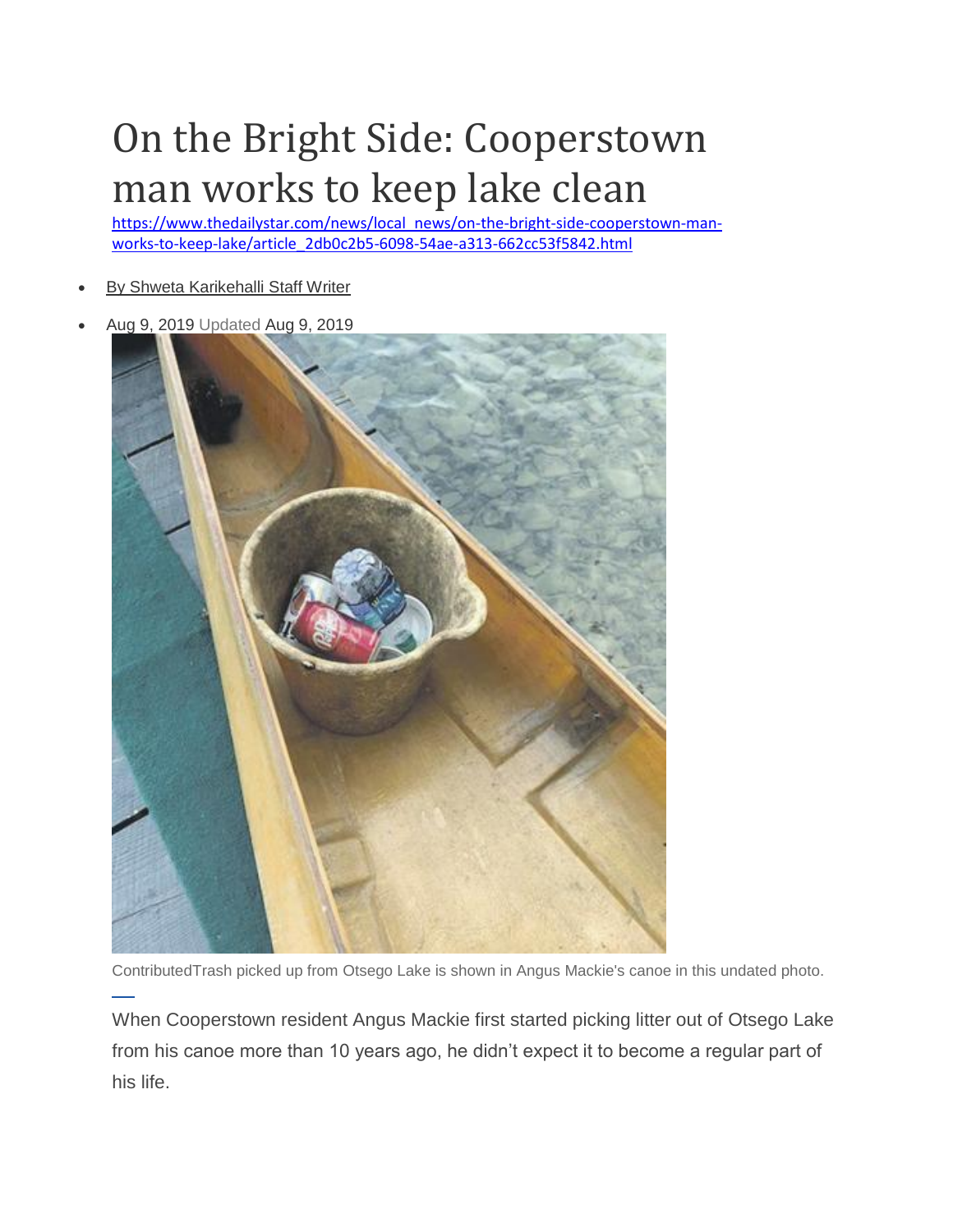# On the Bright Side: Cooperstown man works to keep lake clean

https://www.thedailystar.com/news/local_news/on-the-bright-side-cooperstown-man-works-to-keep-lake/article_2db0c2b5-6098-54ae-a313-662cc53f5842.html

- By Shweta Karikehalli Staff Writer
- Aug 9, 2019 Updated Aug 9, 2019

ContributedTrash picked up from Otsego Lake is shown in Angus Mackie's canoe in this undated photo.

When Cooperstown resident Angus Mackie first started picking litter out of Otsego Lake from his canoe more than 10 years ago, he didn't expect it to become a regular part of his life.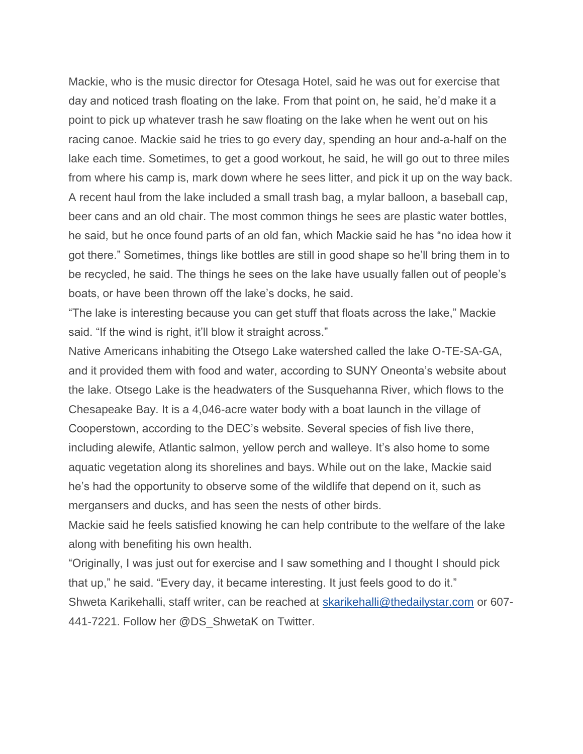Mackie, who is the music director for Otesaga Hotel, said he was out for exercise that day and noticed trash floating on the lake. From that point on, he said, he'd make it a point to pick up whatever trash he saw floating on the lake when he went out on his racing canoe. Mackie said he tries to go every day, spending an hour and-a-half on the lake each time. Sometimes, to get a good workout, he said, he will go out to three miles from where his camp is, mark down where he sees litter, and pick it up on the way back. A recent haul from the lake included a small trash bag, a mylar balloon, a baseball cap, beer cans and an old chair. The most common things he sees are plastic water bottles, he said, but he once found parts of an old fan, which Mackie said he has "no idea how it got there." Sometimes, things like bottles are still in good shape so he'll bring them in to be recycled, he said. The things he sees on the lake have usually fallen out of people's boats, or have been thrown off the lake's docks, he said.

"The lake is interesting because you can get stuff that floats across the lake," Mackie said. "If the wind is right, it'll blow it straight across."

Native Americans inhabiting the Otsego Lake watershed called the lake O-TE-SA-GA, and it provided them with food and water, according to SUNY Oneonta's website about the lake. Otsego Lake is the headwaters of the Susquehanna River, which flows to the Chesapeake Bay. It is a 4,046-acre water body with a boat launch in the village of Cooperstown, according to the DEC's website. Several species of fish live there, including alewife, Atlantic salmon, yellow perch and walleye. It's also home to some aquatic vegetation along its shorelines and bays. While out on the lake, Mackie said he's had the opportunity to observe some of the wildlife that depend on it, such as mergansers and ducks, and has seen the nests of other birds.

Mackie said he feels satisfied knowing he can help contribute to the welfare of the lake along with benefiting his own health.

"Originally, I was just out for exercise and I saw something and I thought I should pick that up," he said. "Every day, it became interesting. It just feels good to do it."

Shweta Karikehalli, staff writer, can be reached at [skarikehalli@thedailystar.com](mailto:skarikehalli@thedailystar.com) or 607-441-7221. Follow her @DS_ShwetaK on Twitter.